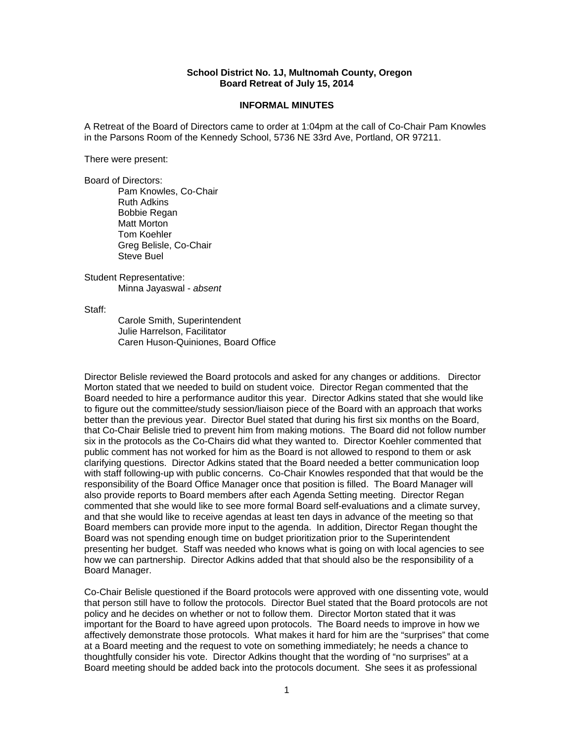**School District No. 1J, Multnomah County, Oregon**
**Board Retreat of July 15, 2014**

**INFORMAL MINUTES**

A Retreat of the Board of Directors came to order at 1:04pm at the call of Co-Chair Pam Knowles in the Parsons Room of the Kennedy School, 5736 NE 33rd Ave, Portland, OR 97211.

There were present:

Board of Directors:

- Pam Knowles, Co-Chair
- Ruth Adkins
- Bobbie Regan
- Matt Morton
- Tom Koehler
- Greg Belisle, Co-Chair
- Steve Buel

Student Representative:

- Minna Jayaswal - *absent*

Staff:

- Carole Smith, Superintendent
- Julie Harrelson, Facilitator
- Caren Huson-Quiniones, Board Office

Director Belisle reviewed the Board protocols and asked for any changes or additions. Director Morton stated that we needed to build on student voice. Director Regan commented that the Board needed to hire a performance auditor this year. Director Adkins stated that she would like to figure out the committee/study session/liaison piece of the Board with an approach that works better than the previous year. Director Buel stated that during his first six months on the Board, that Co-Chair Belisle tried to prevent him from making motions. The Board did not follow number six in the protocols as the Co-Chairs did what they wanted to. Director Koehler commented that public comment has not worked for him as the Board is not allowed to respond to them or ask clarifying questions. Director Adkins stated that the Board needed a better communication loop with staff following-up with public concerns. Co-Chair Knowles responded that that would be the responsibility of the Board Office Manager once that position is filled. The Board Manager will also provide reports to Board members after each Agenda Setting meeting. Director Regan commented that she would like to see more formal Board self-evaluations and a climate survey, and that she would like to receive agendas at least ten days in advance of the meeting so that Board members can provide more input to the agenda. In addition, Director Regan thought the Board was not spending enough time on budget prioritization prior to the Superintendent presenting her budget. Staff was needed who knows what is going on with local agencies to see how we can partnership. Director Adkins added that that should also be the responsibility of a Board Manager.

Co-Chair Belisle questioned if the Board protocols were approved with one dissenting vote, would that person still have to follow the protocols. Director Buel stated that the Board protocols are not policy and he decides on whether or not to follow them. Director Morton stated that it was important for the Board to have agreed upon protocols. The Board needs to improve in how we affectively demonstrate those protocols. What makes it hard for him are the "surprises" that come at a Board meeting and the request to vote on something immediately; he needs a chance to thoughtfully consider his vote. Director Adkins thought that the wording of "no surprises" at a Board meeting should be added back into the protocols document. She sees it as professional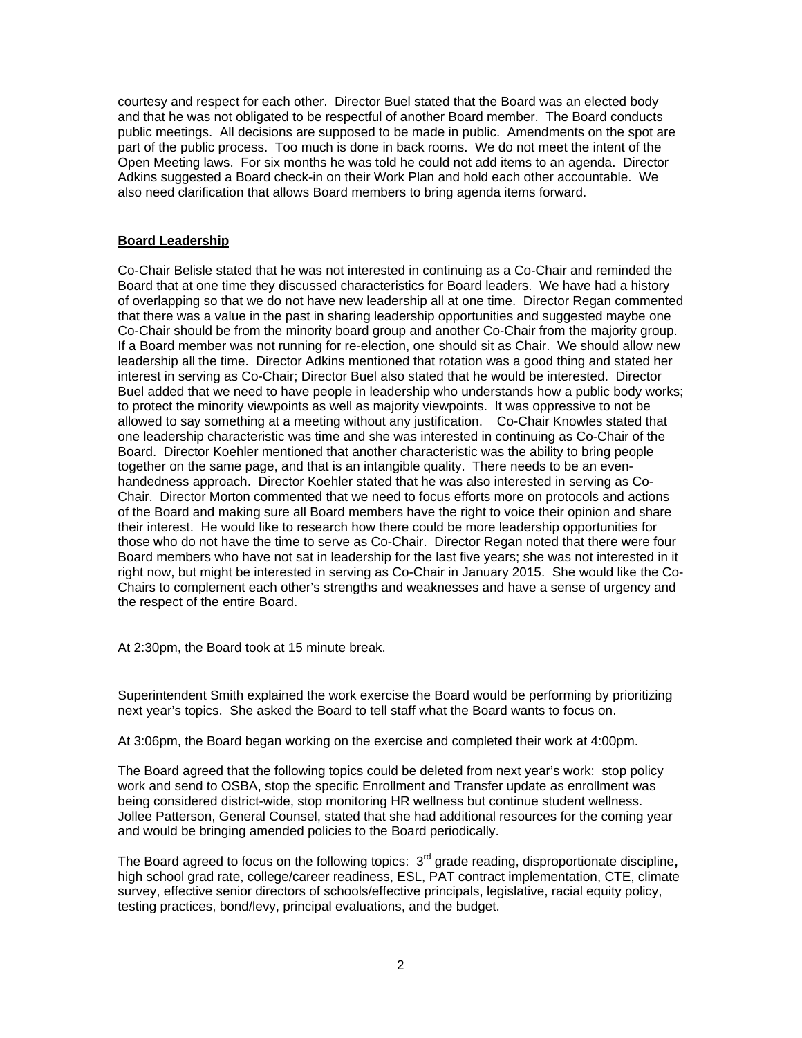courtesy and respect for each other. Director Buel stated that the Board was an elected body and that he was not obligated to be respectful of another Board member. The Board conducts public meetings. All decisions are supposed to be made in public. Amendments on the spot are part of the public process. Too much is done in back rooms. We do not meet the intent of the Open Meeting laws. For six months he was told he could not add items to an agenda. Director Adkins suggested a Board check-in on their Work Plan and hold each other accountable. We also need clarification that allows Board members to bring agenda items forward.

**Board Leadership**

Co-Chair Belisle stated that he was not interested in continuing as a Co-Chair and reminded the Board that at one time they discussed characteristics for Board leaders. We have had a history of overlapping so that we do not have new leadership all at one time. Director Regan commented that there was a value in the past in sharing leadership opportunities and suggested maybe one Co-Chair should be from the minority board group and another Co-Chair from the majority group. If a Board member was not running for re-election, one should sit as Chair. We should allow new leadership all the time. Director Adkins mentioned that rotation was a good thing and stated her interest in serving as Co-Chair; Director Buel also stated that he would be interested. Director Buel added that we need to have people in leadership who understands how a public body works; to protect the minority viewpoints as well as majority viewpoints. It was oppressive to not be allowed to say something at a meeting without any justification. Co-Chair Knowles stated that one leadership characteristic was time and she was interested in continuing as Co-Chair of the Board. Director Koehler mentioned that another characteristic was the ability to bring people together on the same page, and that is an intangible quality. There needs to be an even-handedness approach. Director Koehler stated that he was also interested in serving as Co-Chair. Director Morton commented that we need to focus efforts more on protocols and actions of the Board and making sure all Board members have the right to voice their opinion and share their interest. He would like to research how there could be more leadership opportunities for those who do not have the time to serve as Co-Chair. Director Regan noted that there were four Board members who have not sat in leadership for the last five years; she was not interested in it right now, but might be interested in serving as Co-Chair in January 2015. She would like the Co-Chairs to complement each other's strengths and weaknesses and have a sense of urgency and the respect of the entire Board.

At 2:30pm, the Board took at 15 minute break.

Superintendent Smith explained the work exercise the Board would be performing by prioritizing next year's topics. She asked the Board to tell staff what the Board wants to focus on.

At 3:06pm, the Board began working on the exercise and completed their work at 4:00pm.

The Board agreed that the following topics could be deleted from next year's work: stop policy work and send to OSBA, stop the specific Enrollment and Transfer update as enrollment was being considered district-wide, stop monitoring HR wellness but continue student wellness. Jollee Patterson, General Counsel, stated that she had additional resources for the coming year and would be bringing amended policies to the Board periodically.

The Board agreed to focus on the following topics: 3rd grade reading, disproportionate discipline**,** high school grad rate, college/career readiness, ESL, PAT contract implementation, CTE, climate survey, effective senior directors of schools/effective principals, legislative, racial equity policy, testing practices, bond/levy, principal evaluations, and the budget.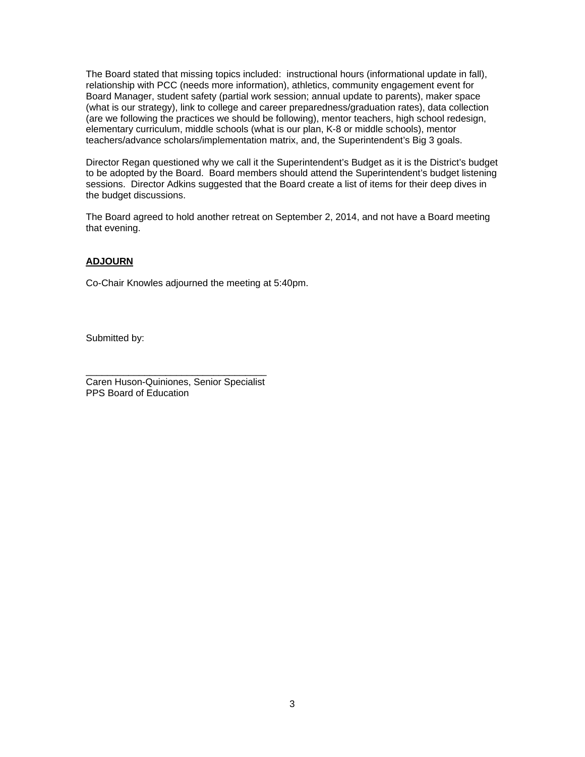The Board stated that missing topics included: instructional hours (informational update in fall), relationship with PCC (needs more information), athletics, community engagement event for Board Manager, student safety (partial work session; annual update to parents), maker space (what is our strategy), link to college and career preparedness/graduation rates), data collection (are we following the practices we should be following), mentor teachers, high school redesign, elementary curriculum, middle schools (what is our plan, K-8 or middle schools), mentor teachers/advance scholars/implementation matrix, and, the Superintendent's Big 3 goals.

Director Regan questioned why we call it the Superintendent's Budget as it is the District's budget to be adopted by the Board. Board members should attend the Superintendent's budget listening sessions. Director Adkins suggested that the Board create a list of items for their deep dives in the budget discussions.

The Board agreed to hold another retreat on September 2, 2014, and not have a Board meeting that evening.

**ADJOURN**

Co-Chair Knowles adjourned the meeting at 5:40pm.

Submitted by:

_________________________________
Caren Huson-Quiniones, Senior Specialist
PPS Board of Education